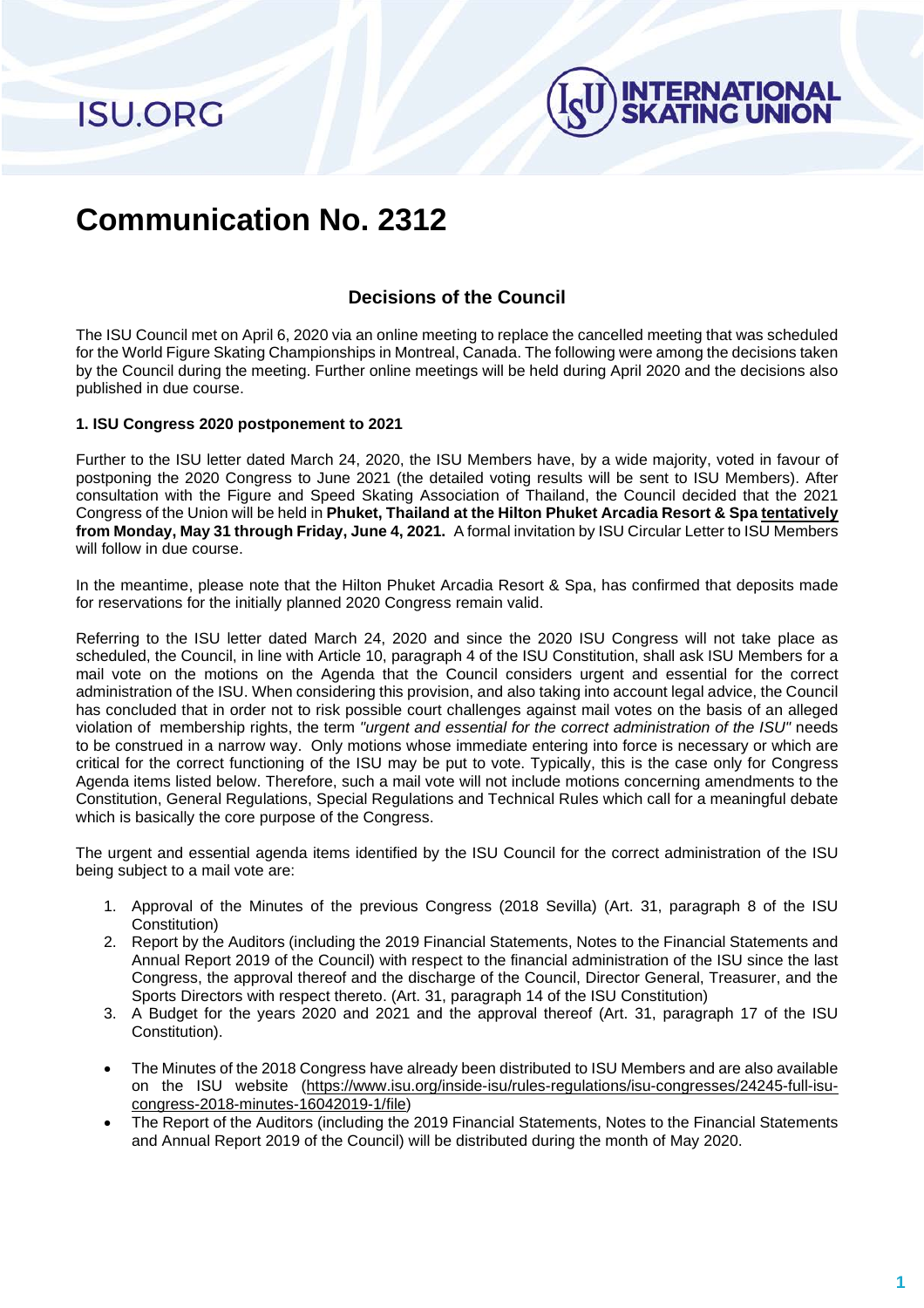ISU.ORG

INTERNATIONAL SKATING UNION

# Communication No. 2312

## Decisions of the Council

The ISU Council met on April 6, 2020 via an online meeting to replace the cancelled meeting that was scheduled for the World Figure Skating Championships in Montreal, Canada. The following were among the decisions taken by the Council during the meeting. Further online meetings will be held during April 2020 and the decisions also published in due course.

**1. ISU Congress 2020 postponement to 2021**

Further to the ISU letter dated March 24, 2020, the ISU Members have, by a wide majority, voted in favour of postponing the 2020 Congress to June 2021 (the detailed voting results will be sent to ISU Members). After consultation with the Figure and Speed Skating Association of Thailand, the Council decided that the 2021 Congress of the Union will be held in **Phuket, Thailand at the Hilton Phuket Arcadia Resort & Spa** **<u>tentatively</u>** **from Monday, May 31 through Friday, June 4, 2021.** A formal invitation by ISU Circular Letter to ISU Members will follow in due course.

In the meantime, please note that the Hilton Phuket Arcadia Resort & Spa, has confirmed that deposits made for reservations for the initially planned 2020 Congress remain valid.

Referring to the ISU letter dated March 24, 2020 and since the 2020 ISU Congress will not take place as scheduled, the Council, in line with Article 10, paragraph 4 of the ISU Constitution, shall ask ISU Members for a mail vote on the motions on the Agenda that the Council considers urgent and essential for the correct administration of the ISU. When considering this provision, and also taking into account legal advice, the Council has concluded that in order not to risk possible court challenges against mail votes on the basis of an alleged violation of membership rights, the term *"urgent and essential for the correct administration of the ISU"* needs to be construed in a narrow way. Only motions whose immediate entering into force is necessary or which are critical for the correct functioning of the ISU may be put to vote. Typically, this is the case only for Congress Agenda items listed below. Therefore, such a mail vote will not include motions concerning amendments to the Constitution, General Regulations, Special Regulations and Technical Rules which call for a meaningful debate which is basically the core purpose of the Congress.

The urgent and essential agenda items identified by the ISU Council for the correct administration of the ISU being subject to a mail vote are:

1. Approval of the Minutes of the previous Congress (2018 Sevilla) (Art. 31, paragraph 8 of the ISU Constitution)
2. Report by the Auditors (including the 2019 Financial Statements, Notes to the Financial Statements and Annual Report 2019 of the Council) with respect to the financial administration of the ISU since the last Congress, the approval thereof and the discharge of the Council, Director General, Treasurer, and the Sports Directors with respect thereto. (Art. 31, paragraph 14 of the ISU Constitution)
3. A Budget for the years 2020 and 2021 and the approval thereof (Art. 31, paragraph 17 of the ISU Constitution).

- The Minutes of the 2018 Congress have already been distributed to ISU Members and are also available on the ISU website (https://www.isu.org/inside-isu/rules-regulations/isu-congresses/24245-full-isu-congress-2018-minutes-16042019-1/file)
- The Report of the Auditors (including the 2019 Financial Statements, Notes to the Financial Statements and Annual Report 2019 of the Council) will be distributed during the month of May 2020.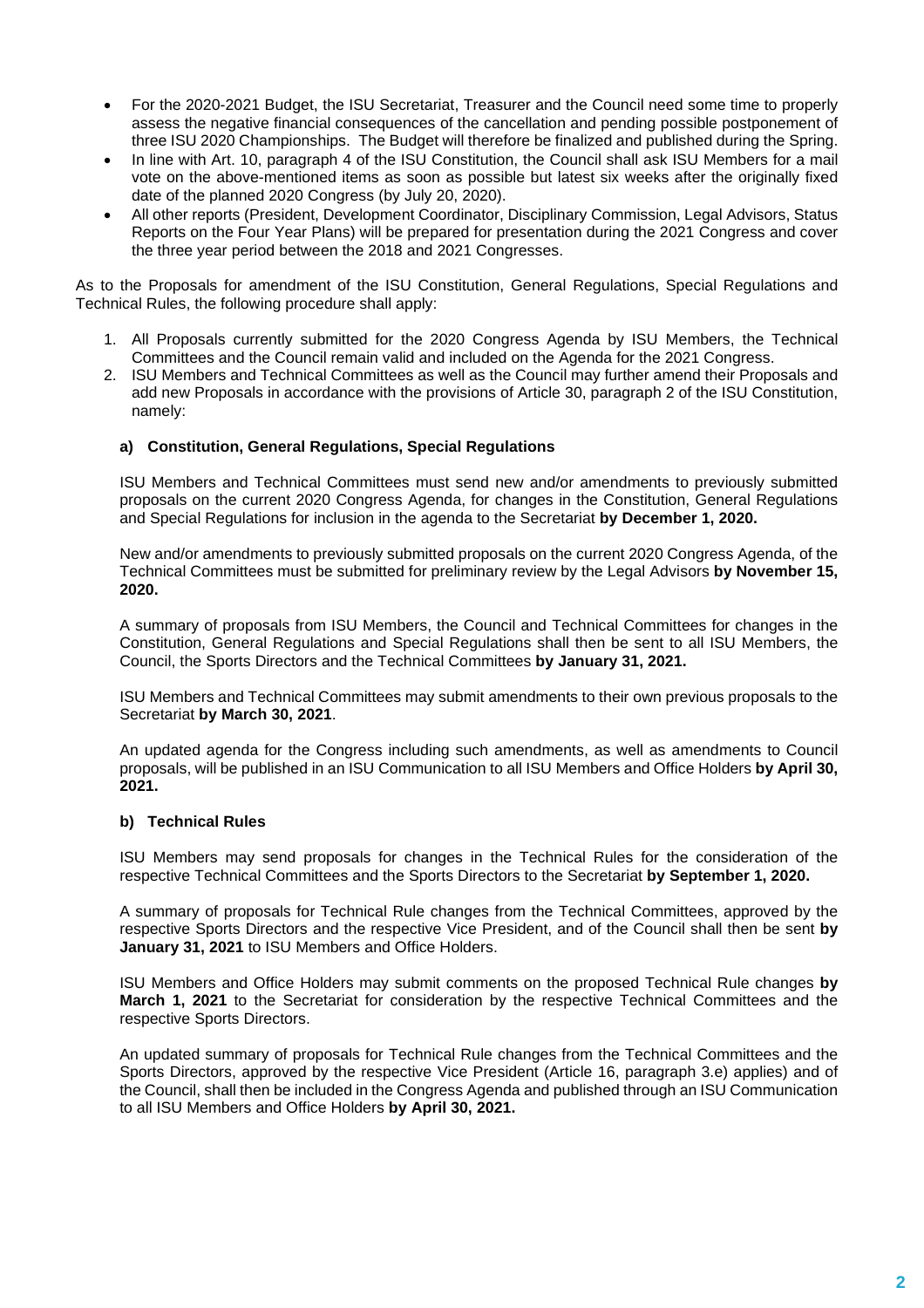- For the 2020-2021 Budget, the ISU Secretariat, Treasurer and the Council need some time to properly assess the negative financial consequences of the cancellation and pending possible postponement of three ISU 2020 Championships. The Budget will therefore be finalized and published during the Spring.
- In line with Art. 10, paragraph 4 of the ISU Constitution, the Council shall ask ISU Members for a mail vote on the above-mentioned items as soon as possible but latest six weeks after the originally fixed date of the planned 2020 Congress (by July 20, 2020).
- All other reports (President, Development Coordinator, Disciplinary Commission, Legal Advisors, Status Reports on the Four Year Plans) will be prepared for presentation during the 2021 Congress and cover the three year period between the 2018 and 2021 Congresses.

As to the Proposals for amendment of the ISU Constitution, General Regulations, Special Regulations and Technical Rules, the following procedure shall apply:

1. All Proposals currently submitted for the 2020 Congress Agenda by ISU Members, the Technical Committees and the Council remain valid and included on the Agenda for the 2021 Congress.
2. ISU Members and Technical Committees as well as the Council may further amend their Proposals and add new Proposals in accordance with the provisions of Article 30, paragraph 2 of the ISU Constitution, namely:

**a) Constitution, General Regulations, Special Regulations**

ISU Members and Technical Committees must send new and/or amendments to previously submitted proposals on the current 2020 Congress Agenda, for changes in the Constitution, General Regulations and Special Regulations for inclusion in the agenda to the Secretariat **by December 1, 2020.**

New and/or amendments to previously submitted proposals on the current 2020 Congress Agenda, of the Technical Committees must be submitted for preliminary review by the Legal Advisors **by November 15, 2020.**

A summary of proposals from ISU Members, the Council and Technical Committees for changes in the Constitution, General Regulations and Special Regulations shall then be sent to all ISU Members, the Council, the Sports Directors and the Technical Committees **by January 31, 2021.**

ISU Members and Technical Committees may submit amendments to their own previous proposals to the Secretariat **by March 30, 2021**.

An updated agenda for the Congress including such amendments, as well as amendments to Council proposals, will be published in an ISU Communication to all ISU Members and Office Holders **by April 30, 2021.**

**b) Technical Rules**

ISU Members may send proposals for changes in the Technical Rules for the consideration of the respective Technical Committees and the Sports Directors to the Secretariat **by September 1, 2020.**

A summary of proposals for Technical Rule changes from the Technical Committees, approved by the respective Sports Directors and the respective Vice President, and of the Council shall then be sent **by January 31, 2021** to ISU Members and Office Holders.

ISU Members and Office Holders may submit comments on the proposed Technical Rule changes **by March 1, 2021** to the Secretariat for consideration by the respective Technical Committees and the respective Sports Directors.

An updated summary of proposals for Technical Rule changes from the Technical Committees and the Sports Directors, approved by the respective Vice President (Article 16, paragraph 3.e) applies) and of the Council, shall then be included in the Congress Agenda and published through an ISU Communication to all ISU Members and Office Holders **by April 30, 2021.**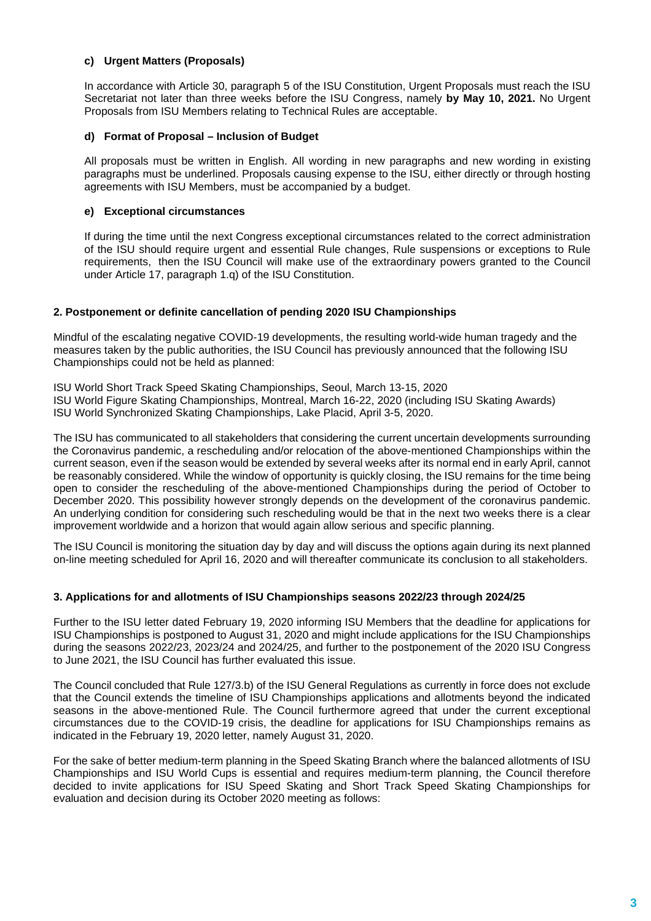#### c) Urgent Matters (Proposals)

In accordance with Article 30, paragraph 5 of the ISU Constitution, Urgent Proposals must reach the ISU Secretariat not later than three weeks before the ISU Congress, namely **by May 10, 2021.** No Urgent Proposals from ISU Members relating to Technical Rules are acceptable.

#### d) Format of Proposal – Inclusion of Budget

All proposals must be written in English. All wording in new paragraphs and new wording in existing paragraphs must be underlined. Proposals causing expense to the ISU, either directly or through hosting agreements with ISU Members, must be accompanied by a budget.

#### e) Exceptional circumstances

If during the time until the next Congress exceptional circumstances related to the correct administration of the ISU should require urgent and essential Rule changes, Rule suspensions or exceptions to Rule requirements, then the ISU Council will make use of the extraordinary powers granted to the Council under Article 17, paragraph 1.q) of the ISU Constitution.

### 2. Postponement or definite cancellation of pending 2020 ISU Championships

Mindful of the escalating negative COVID-19 developments, the resulting world-wide human tragedy and the measures taken by the public authorities, the ISU Council has previously announced that the following ISU Championships could not be held as planned:

ISU World Short Track Speed Skating Championships, Seoul, March 13-15, 2020
ISU World Figure Skating Championships, Montreal, March 16-22, 2020 (including ISU Skating Awards)
ISU World Synchronized Skating Championships, Lake Placid, April 3-5, 2020.

The ISU has communicated to all stakeholders that considering the current uncertain developments surrounding the Coronavirus pandemic, a rescheduling and/or relocation of the above-mentioned Championships within the current season, even if the season would be extended by several weeks after its normal end in early April, cannot be reasonably considered. While the window of opportunity is quickly closing, the ISU remains for the time being open to consider the rescheduling of the above-mentioned Championships during the period of October to December 2020. This possibility however strongly depends on the development of the coronavirus pandemic. An underlying condition for considering such rescheduling would be that in the next two weeks there is a clear improvement worldwide and a horizon that would again allow serious and specific planning.

The ISU Council is monitoring the situation day by day and will discuss the options again during its next planned on-line meeting scheduled for April 16, 2020 and will thereafter communicate its conclusion to all stakeholders.

### 3. Applications for and allotments of ISU Championships seasons 2022/23 through 2024/25

Further to the ISU letter dated February 19, 2020 informing ISU Members that the deadline for applications for ISU Championships is postponed to August 31, 2020 and might include applications for the ISU Championships during the seasons 2022/23, 2023/24 and 2024/25, and further to the postponement of the 2020 ISU Congress to June 2021, the ISU Council has further evaluated this issue.

The Council concluded that Rule 127/3.b) of the ISU General Regulations as currently in force does not exclude that the Council extends the timeline of ISU Championships applications and allotments beyond the indicated seasons in the above-mentioned Rule. The Council furthermore agreed that under the current exceptional circumstances due to the COVID-19 crisis, the deadline for applications for ISU Championships remains as indicated in the February 19, 2020 letter, namely August 31, 2020.

For the sake of better medium-term planning in the Speed Skating Branch where the balanced allotments of ISU Championships and ISU World Cups is essential and requires medium-term planning, the Council therefore decided to invite applications for ISU Speed Skating and Short Track Speed Skating Championships for evaluation and decision during its October 2020 meeting as follows: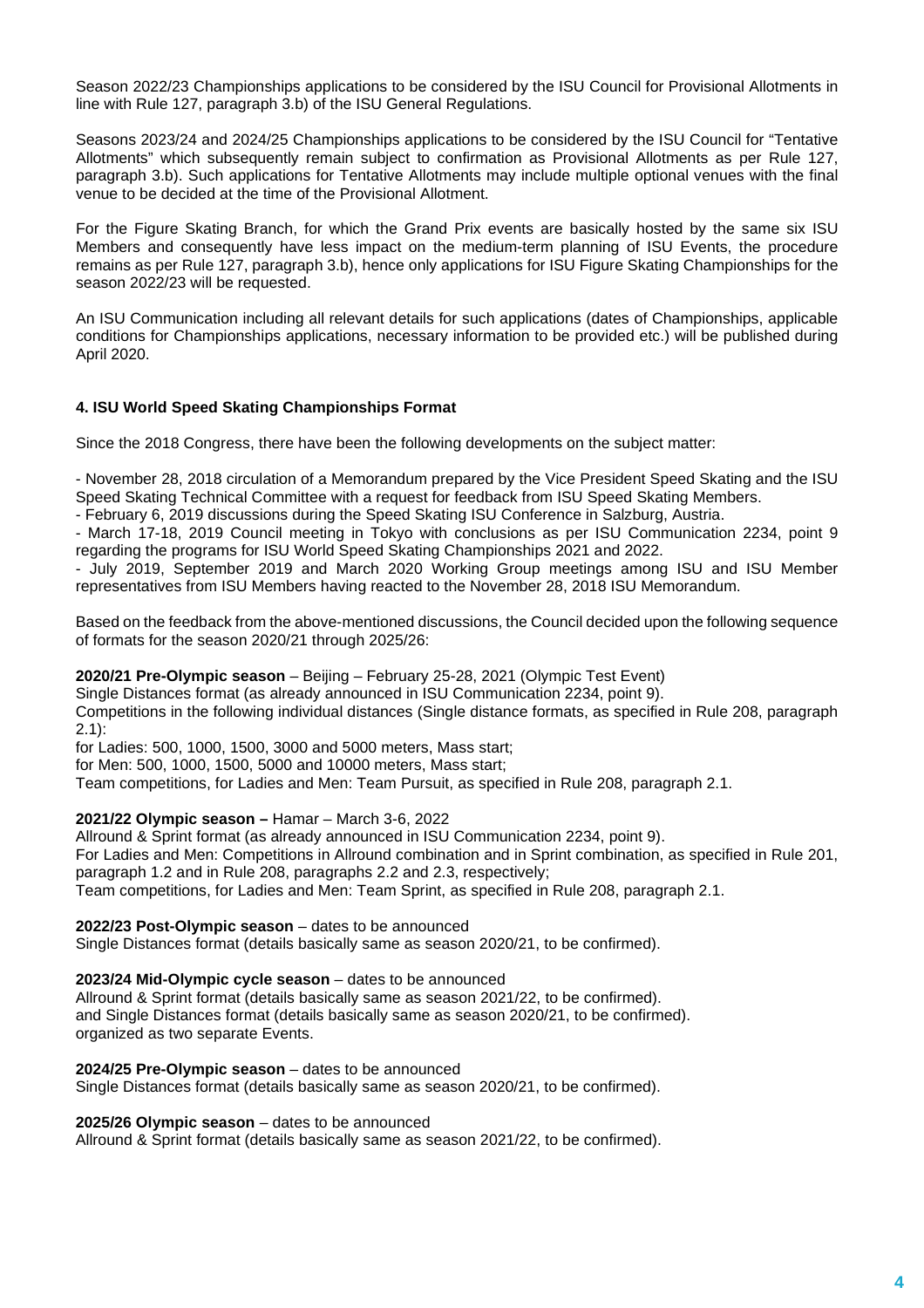Season 2022/23 Championships applications to be considered by the ISU Council for Provisional Allotments in line with Rule 127, paragraph 3.b) of the ISU General Regulations.

Seasons 2023/24 and 2024/25 Championships applications to be considered by the ISU Council for "Tentative Allotments" which subsequently remain subject to confirmation as Provisional Allotments as per Rule 127, paragraph 3.b). Such applications for Tentative Allotments may include multiple optional venues with the final venue to be decided at the time of the Provisional Allotment.

For the Figure Skating Branch, for which the Grand Prix events are basically hosted by the same six ISU Members and consequently have less impact on the medium-term planning of ISU Events, the procedure remains as per Rule 127, paragraph 3.b), hence only applications for ISU Figure Skating Championships for the season 2022/23 will be requested.

An ISU Communication including all relevant details for such applications (dates of Championships, applicable conditions for Championships applications, necessary information to be provided etc.) will be published during April 2020.

**4. ISU World Speed Skating Championships Format**

Since the 2018 Congress, there have been the following developments on the subject matter:

- November 28, 2018 circulation of a Memorandum prepared by the Vice President Speed Skating and the ISU Speed Skating Technical Committee with a request for feedback from ISU Speed Skating Members.
- February 6, 2019 discussions during the Speed Skating ISU Conference in Salzburg, Austria.
- March 17-18, 2019 Council meeting in Tokyo with conclusions as per ISU Communication 2234, point 9 regarding the programs for ISU World Speed Skating Championships 2021 and 2022.
- July 2019, September 2019 and March 2020 Working Group meetings among ISU and ISU Member representatives from ISU Members having reacted to the November 28, 2018 ISU Memorandum.

Based on the feedback from the above-mentioned discussions, the Council decided upon the following sequence of formats for the season 2020/21 through 2025/26:

**2020/21 Pre-Olympic season** – Beijing – February 25-28, 2021 (Olympic Test Event)
Single Distances format (as already announced in ISU Communication 2234, point 9).
Competitions in the following individual distances (Single distance formats, as specified in Rule 208, paragraph 2.1):
for Ladies: 500, 1000, 1500, 3000 and 5000 meters, Mass start;
for Men: 500, 1000, 1500, 5000 and 10000 meters, Mass start;
Team competitions, for Ladies and Men: Team Pursuit, as specified in Rule 208, paragraph 2.1.

**2021/22 Olympic season –** Hamar – March 3-6, 2022
Allround & Sprint format (as already announced in ISU Communication 2234, point 9).
For Ladies and Men: Competitions in Allround combination and in Sprint combination, as specified in Rule 201, paragraph 1.2 and in Rule 208, paragraphs 2.2 and 2.3, respectively;
Team competitions, for Ladies and Men: Team Sprint, as specified in Rule 208, paragraph 2.1.

**2022/23 Post-Olympic season** – dates to be announced
Single Distances format (details basically same as season 2020/21, to be confirmed).

**2023/24 Mid-Olympic cycle season** – dates to be announced
Allround & Sprint format (details basically same as season 2021/22, to be confirmed).
and Single Distances format (details basically same as season 2020/21, to be confirmed).
organized as two separate Events.

**2024/25 Pre-Olympic season** – dates to be announced
Single Distances format (details basically same as season 2020/21, to be confirmed).

**2025/26 Olympic season** – dates to be announced
Allround & Sprint format (details basically same as season 2021/22, to be confirmed).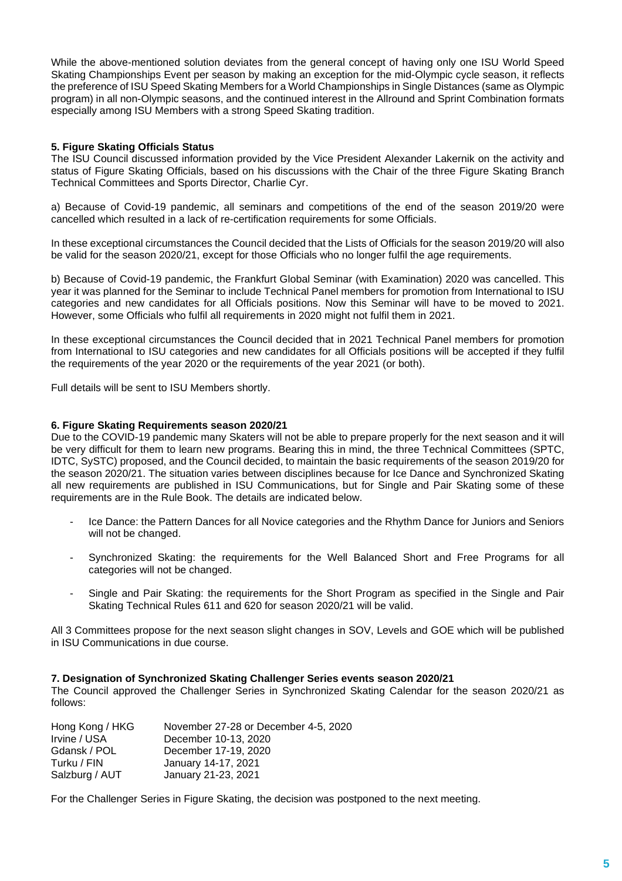While the above-mentioned solution deviates from the general concept of having only one ISU World Speed Skating Championships Event per season by making an exception for the mid-Olympic cycle season, it reflects the preference of ISU Speed Skating Members for a World Championships in Single Distances (same as Olympic program) in all non-Olympic seasons, and the continued interest in the Allround and Sprint Combination formats especially among ISU Members with a strong Speed Skating tradition.

**5. Figure Skating Officials Status**

The ISU Council discussed information provided by the Vice President Alexander Lakernik on the activity and status of Figure Skating Officials, based on his discussions with the Chair of the three Figure Skating Branch Technical Committees and Sports Director, Charlie Cyr.

a) Because of Covid-19 pandemic, all seminars and competitions of the end of the season 2019/20 were cancelled which resulted in a lack of re-certification requirements for some Officials.

In these exceptional circumstances the Council decided that the Lists of Officials for the season 2019/20 will also be valid for the season 2020/21, except for those Officials who no longer fulfil the age requirements.

b) Because of Covid-19 pandemic, the Frankfurt Global Seminar (with Examination) 2020 was cancelled. This year it was planned for the Seminar to include Technical Panel members for promotion from International to ISU categories and new candidates for all Officials positions. Now this Seminar will have to be moved to 2021. However, some Officials who fulfil all requirements in 2020 might not fulfil them in 2021.

In these exceptional circumstances the Council decided that in 2021 Technical Panel members for promotion from International to ISU categories and new candidates for all Officials positions will be accepted if they fulfil the requirements of the year 2020 or the requirements of the year 2021 (or both).

Full details will be sent to ISU Members shortly.

**6. Figure Skating Requirements season 2020/21**

Due to the COVID-19 pandemic many Skaters will not be able to prepare properly for the next season and it will be very difficult for them to learn new programs. Bearing this in mind, the three Technical Committees (SPTC, IDTC, SySTC) proposed, and the Council decided, to maintain the basic requirements of the season 2019/20 for the season 2020/21. The situation varies between disciplines because for Ice Dance and Synchronized Skating all new requirements are published in ISU Communications, but for Single and Pair Skating some of these requirements are in the Rule Book. The details are indicated below.

- Ice Dance: the Pattern Dances for all Novice categories and the Rhythm Dance for Juniors and Seniors will not be changed.
- Synchronized Skating: the requirements for the Well Balanced Short and Free Programs for all categories will not be changed.
- Single and Pair Skating: the requirements for the Short Program as specified in the Single and Pair Skating Technical Rules 611 and 620 for season 2020/21 will be valid.

All 3 Committees propose for the next season slight changes in SOV, Levels and GOE which will be published in ISU Communications in due course.

**7. Designation of Synchronized Skating Challenger Series events season 2020/21**

The Council approved the Challenger Series in Synchronized Skating Calendar for the season 2020/21 as follows:

| | |
|---|---|
| Hong Kong / HKG | November 27-28 or December 4-5, 2020 |
| Irvine / USA | December 10-13, 2020 |
| Gdansk / POL | December 17-19, 2020 |
| Turku / FIN | January 14-17, 2021 |
| Salzburg / AUT | January 21-23, 2021 |

For the Challenger Series in Figure Skating, the decision was postponed to the next meeting.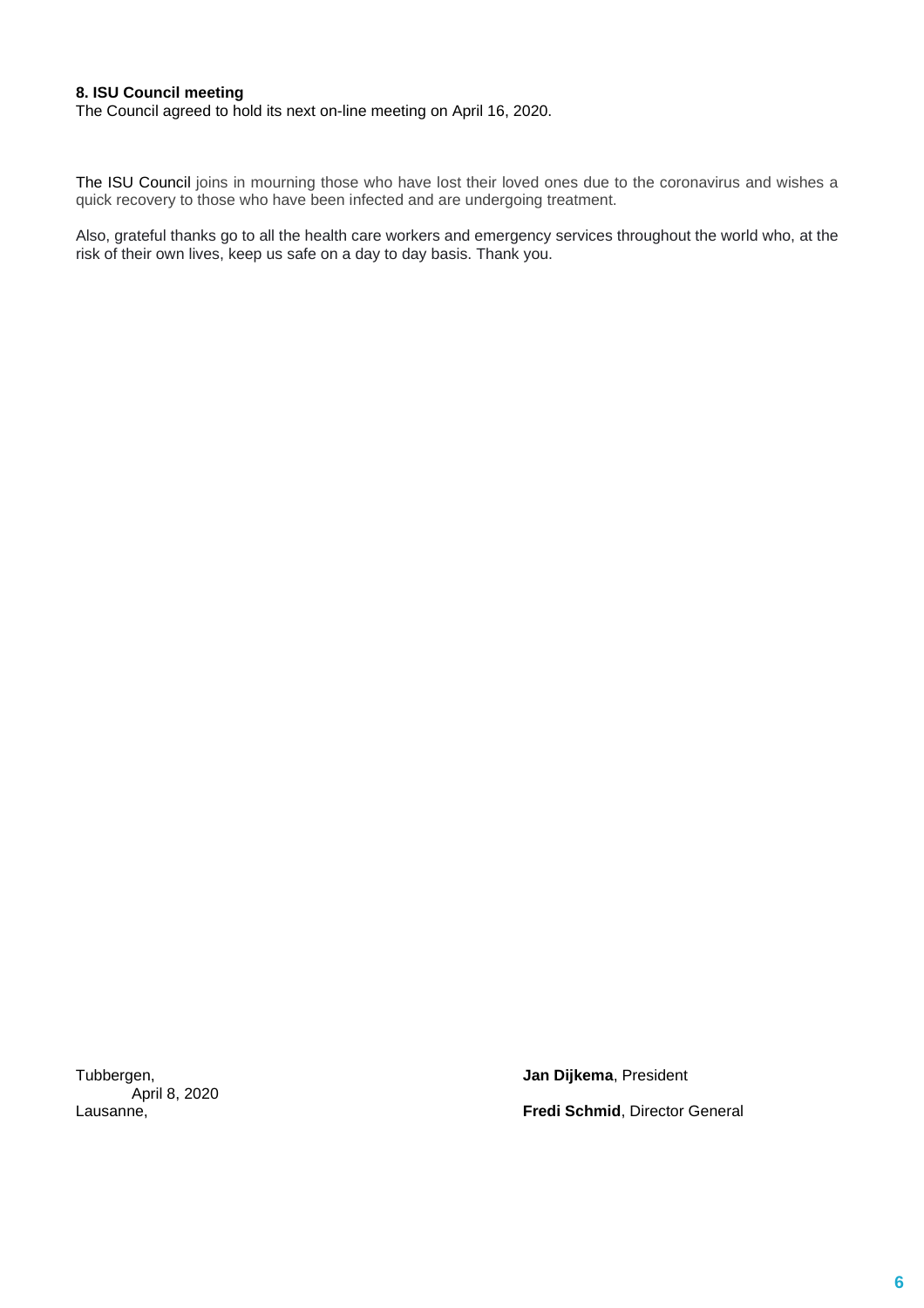**8. ISU Council meeting**
The Council agreed to hold its next on-line meeting on April 16, 2020.

The ISU Council joins in mourning those who have lost their loved ones due to the coronavirus and wishes a quick recovery to those who have been infected and are undergoing treatment.

Also, grateful thanks go to all the health care workers and emergency services throughout the world who, at the risk of their own lives, keep us safe on a day to day basis. Thank you.

Tubbergen,
April 8, 2020
Lausanne,

**Jan Dijkema**, President

**Fredi Schmid**, Director General